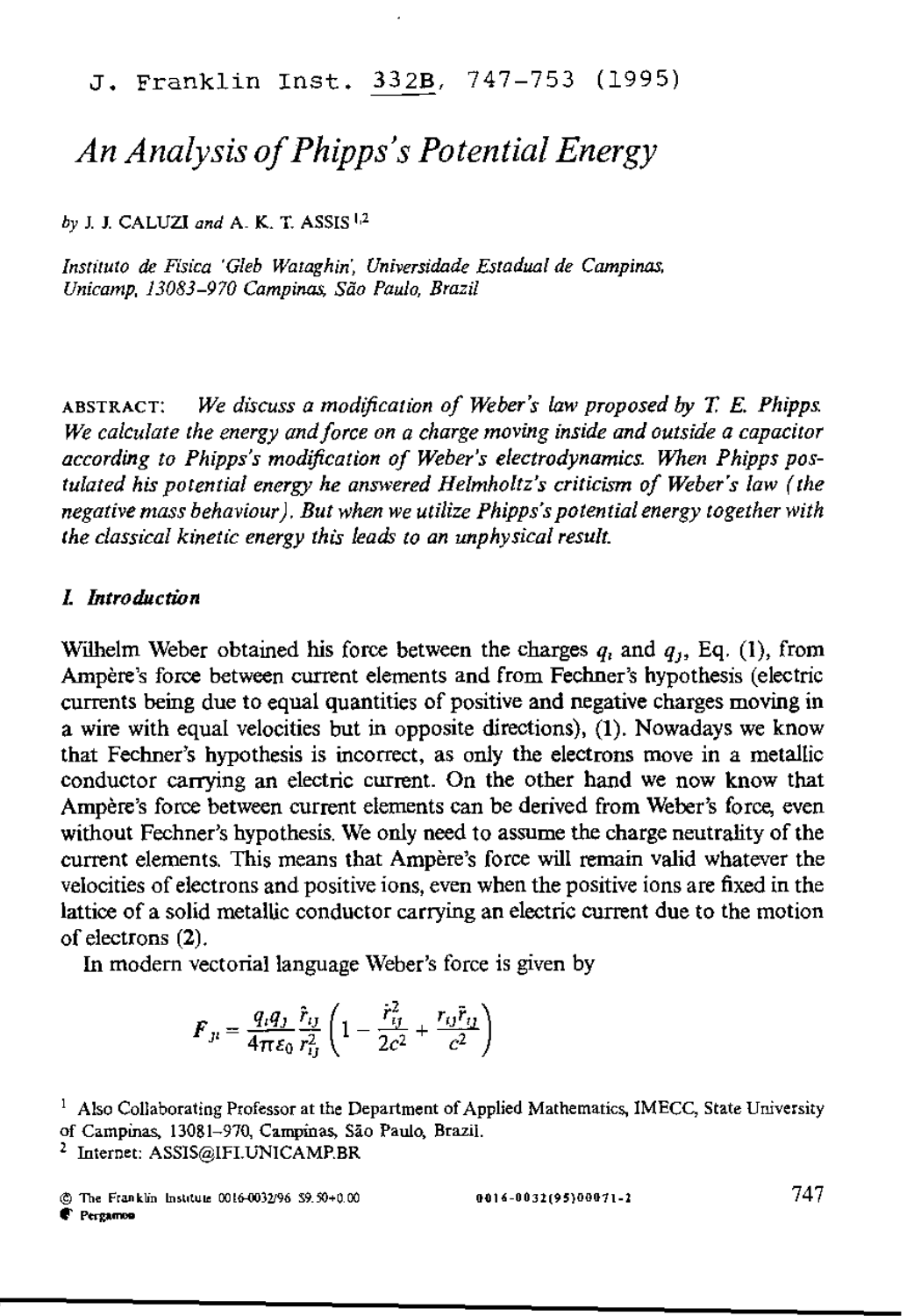J. Franklin Inst. 332B, 747-753 (1995)

# An Analysis of Phipps's Potential Energy

*by* J. J. CALUZI *and* A. K. T. ASSIS [1,2]

*Instituto de Física 'Gleb Wataghin', Universidade Estadual de Campinas, Unicamp, 13083-970 Campinas, São Paulo, Brazil*

ABSTRACT: *We discuss a modification of Weber's law proposed by T. E. Phipps. We calculate the energy and force on a charge moving inside and outside a capacitor according to Phipps's modification of Weber's electrodynamics. When Phipps postulated his potential energy he answered Helmholtz's criticism of Weber's law (the negative mass behaviour). But when we utilize Phipps's potential energy together with the classical kinetic energy this leads to an unphysical result.*

## I. Introduction

Wilhelm Weber obtained his force between the charges $q_i$ and $q_j$, Eq. (1), from Ampère's force between current elements and from Fechner's hypothesis (electric currents being due to equal quantities of positive and negative charges moving in a wire with equal velocities but in opposite directions), (1). Nowadays we know that Fechner's hypothesis is incorrect, as only the electrons move in a metallic conductor carrying an electric current. On the other hand we now know that Ampère's force between current elements can be derived from Weber's force, even without Fechner's hypothesis. We only need to assume the charge neutrality of the current elements. This means that Ampère's force will remain valid whatever the velocities of electrons and positive ions, even when the positive ions are fixed in the lattice of a solid metallic conductor carrying an electric current due to the motion of electrons (2).

In modern vectorial language Weber's force is given by

$$\boldsymbol{F}_{ji} = \frac{q_i q_j}{4\pi\varepsilon_0} \frac{\hat{r}_{ij}}{r_{ij}^2} \left( 1 - \frac{\dot{r}_{ij}^2}{2c^2} + \frac{r_{ij}\ddot{r}_{ij}}{c^2} \right)$$

[1] Also Collaborating Professor at the Department of Applied Mathematics, IMECC, State University of Campinas, 13081-970, Campinas, São Paulo, Brazil.

[2] Internet: ASSIS@IFI.UNICAMP.BR

© The Franklin Institute 0016-0032/96 $9.50+0.00
Pergamon
0016-0032(95)00071-2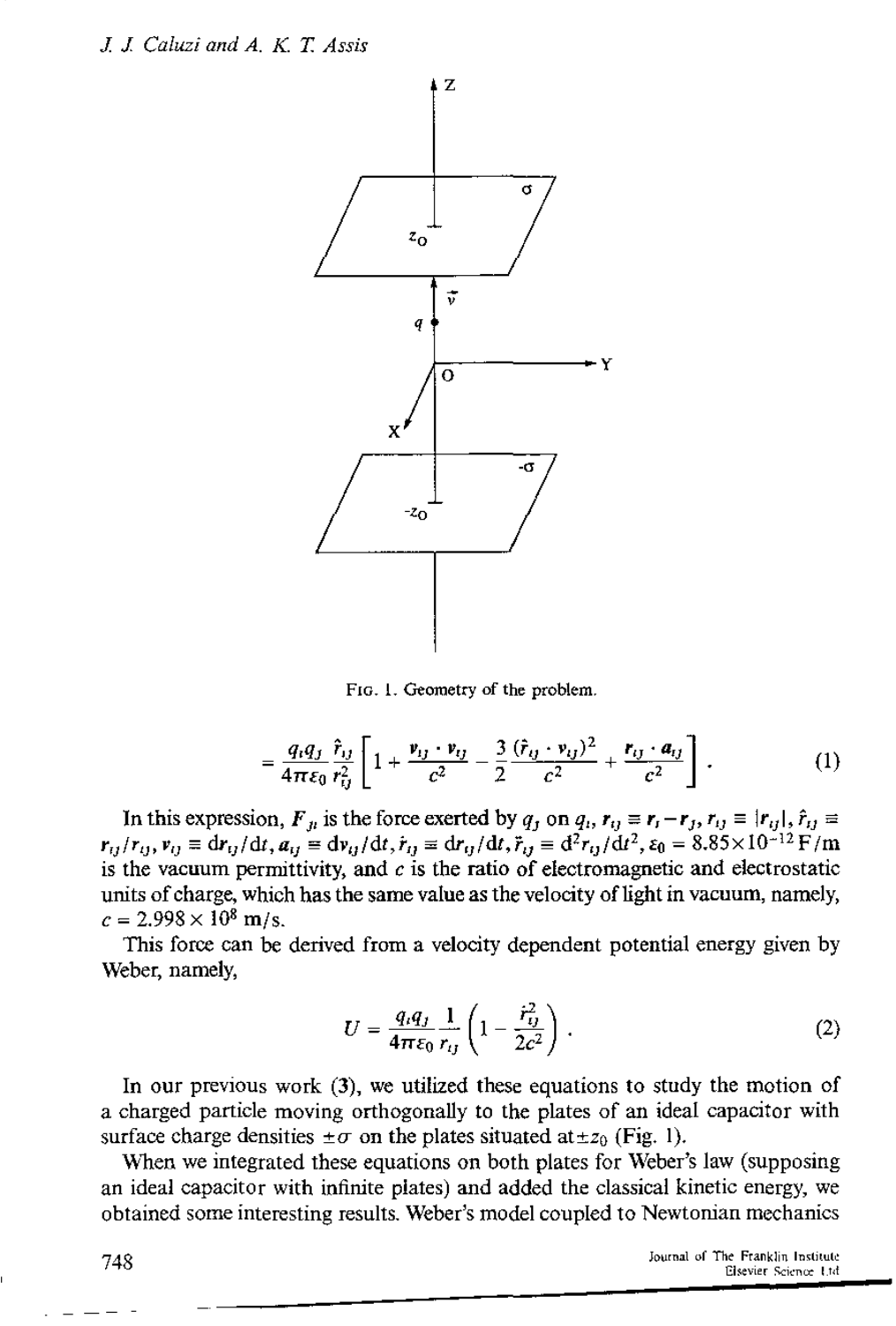FIG. 1. Geometry of the problem.

$$= \frac{q_i q_j}{4\pi\varepsilon_0} \frac{\hat{r}_{ij}}{r_{ij}^2} \left[ 1 + \frac{\boldsymbol{v}_{ij} \cdot \boldsymbol{v}_{ij}}{c^2} - \frac{3}{2} \frac{(\hat{r}_{ij} \cdot \boldsymbol{v}_{ij})^2}{c^2} + \frac{\boldsymbol{r}_{ij} \cdot \boldsymbol{a}_{ij}}{c^2} \right] . \quad (1)$$

In this expression, $\boldsymbol{F}_{ji}$ is the force exerted by $q_j$ on $q_i$, $\boldsymbol{r}_{ij} \equiv \boldsymbol{r}_i - \boldsymbol{r}_j$, $r_{ij} \equiv |\boldsymbol{r}_{ij}|$, $\hat{r}_{ij} \equiv \boldsymbol{r}_{ij}/r_{ij}$, $\boldsymbol{v}_{ij} \equiv \mathrm{d}\boldsymbol{r}_{ij}/\mathrm{d}t$, $\boldsymbol{a}_{ij} \equiv \mathrm{d}\boldsymbol{v}_{ij}/\mathrm{d}t$, $\dot{r}_{ij} \equiv \mathrm{d}r_{ij}/\mathrm{d}t$, $\ddot{r}_{ij} \equiv \mathrm{d}^2 r_{ij}/\mathrm{d}t^2$, $\varepsilon_0 = 8.85 \times 10^{-12}$ F/m is the vacuum permittivity, and $c$ is the ratio of electromagnetic and electrostatic units of charge, which has the same value as the velocity of light in vacuum, namely, $c = 2.998 \times 10^8$ m/s.

This force can be derived from a velocity dependent potential energy given by Weber, namely,

$$U = \frac{q_i q_j}{4\pi\varepsilon_0} \frac{1}{r_{ij}} \left( 1 - \frac{\dot{r}_{ij}^2}{2c^2} \right) . \quad (2)$$

In our previous work (3), we utilized these equations to study the motion of a charged particle moving orthogonally to the plates of an ideal capacitor with surface charge densities $\pm\sigma$ on the plates situated at $\pm z_0$ (Fig. 1).

When we integrated these equations on both plates for Weber's law (supposing an ideal capacitor with infinite plates) and added the classical kinetic energy, we obtained some interesting results. Weber's model coupled to Newtonian mechanics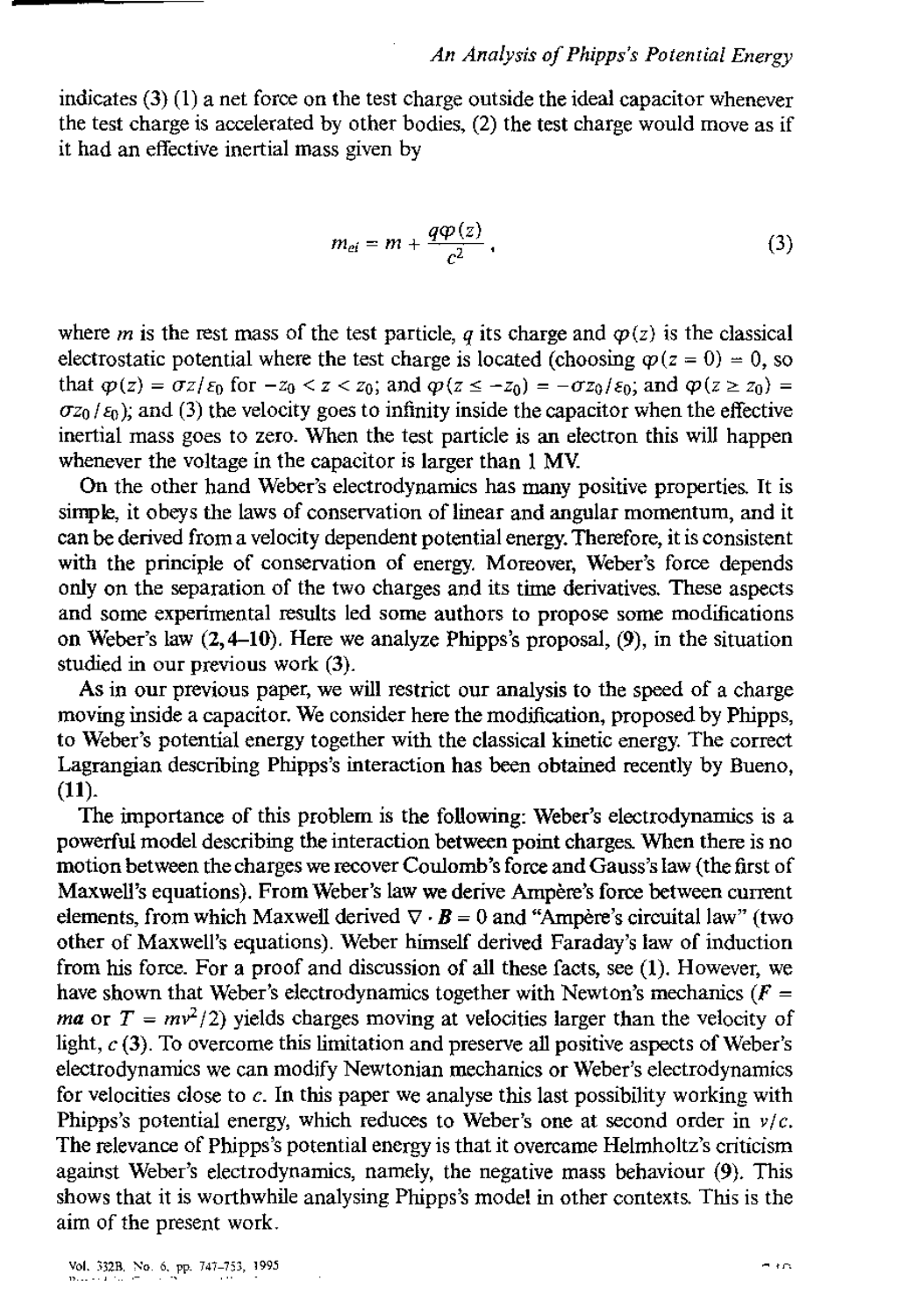indicates (3) (1) a net force on the test charge outside the ideal capacitor whenever the test charge is accelerated by other bodies, (2) the test charge would move as if it had an effective inertial mass given by

$$m_{ei} = m + \frac{q\varphi(z)}{c^2}, \tag{3}$$

where $m$ is the rest mass of the test particle, $q$ its charge and $\varphi(z)$ is the classical electrostatic potential where the test charge is located (choosing $\varphi(z = 0) = 0$, so that $\varphi(z) = \sigma z/\varepsilon_0$ for $-z_0 < z < z_0$; and $\varphi(z \leq -z_0) = -\sigma z_0/\varepsilon_0$; and $\varphi(z \geq z_0) = \sigma z_0/\varepsilon_0$); and (3) the velocity goes to infinity inside the capacitor when the effective inertial mass goes to zero. When the test particle is an electron this will happen whenever the voltage in the capacitor is larger than 1 MV.

On the other hand Weber's electrodynamics has many positive properties. It is simple, it obeys the laws of conservation of linear and angular momentum, and it can be derived from a velocity dependent potential energy. Therefore, it is consistent with the principle of conservation of energy. Moreover, Weber's force depends only on the separation of the two charges and its time derivatives. These aspects and some experimental results led some authors to propose some modifications on Weber's law (**2, 4–10**). Here we analyze Phipps's proposal, (**9**), in the situation studied in our previous work (**3**).

As in our previous paper, we will restrict our analysis to the speed of a charge moving inside a capacitor. We consider here the modification, proposed by Phipps, to Weber's potential energy together with the classical kinetic energy. The correct Lagrangian describing Phipps's interaction has been obtained recently by Bueno, (**11**).

The importance of this problem is the following: Weber's electrodynamics is a powerful model describing the interaction between point charges. When there is no motion between the charges we recover Coulomb's force and Gauss's law (the first of Maxwell's equations). From Weber's law we derive Ampère's force between current elements, from which Maxwell derived $\nabla \cdot \boldsymbol{B} = 0$ and "Ampère's circuital law" (two other of Maxwell's equations). Weber himself derived Faraday's law of induction from his force. For a proof and discussion of all these facts, see (**1**). However, we have shown that Weber's electrodynamics together with Newton's mechanics ($\boldsymbol{F} = m\boldsymbol{a}$ or $T = mv^2/2$) yields charges moving at velocities larger than the velocity of light, $c$ (**3**). To overcome this limitation and preserve all positive aspects of Weber's electrodynamics we can modify Newtonian mechanics or Weber's electrodynamics for velocities close to $c$. In this paper we analyse this last possibility working with Phipps's potential energy, which reduces to Weber's one at second order in $v/c$. The relevance of Phipps's potential energy is that it overcame Helmholtz's criticism against Weber's electrodynamics, namely, the negative mass behaviour (**9**). This shows that it is worthwhile analysing Phipps's model in other contexts. This is the aim of the present work.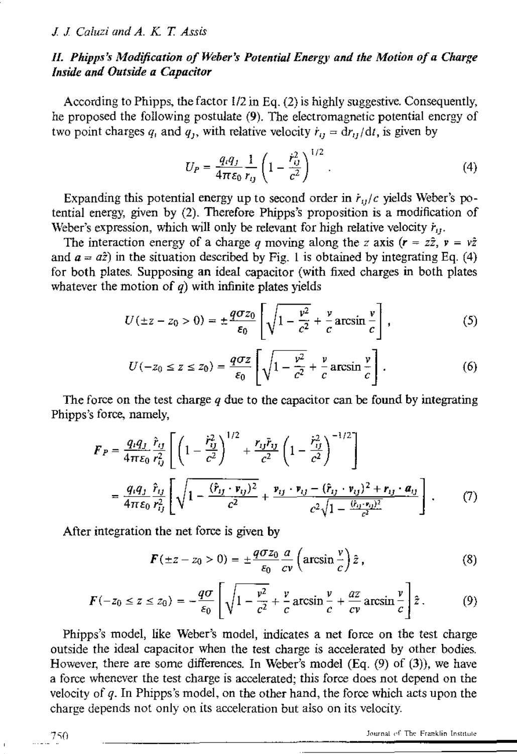## II. Phipps's Modification of Weber's Potential Energy and the Motion of a Charge Inside and Outside a Capacitor

According to Phipps, the factor 1/2 in Eq. (2) is highly suggestive. Consequently, he proposed the following postulate (9). The electromagnetic potential energy of two point charges $q_i$ and $q_j$, with relative velocity $\dot{r}_{ij} = \mathrm{d}r_{ij}/\mathrm{d}t$, is given by

$$U_P = \frac{q_i q_j}{4\pi\varepsilon_0}\frac{1}{r_{ij}}\left(1 - \frac{\dot{r}_{ij}^2}{c^2}\right)^{1/2}. \tag{4}$$

Expanding this potential energy up to second order in $\dot{r}_{ij}/c$ yields Weber's potential energy, given by (2). Therefore Phipps's proposition is a modification of Weber's expression, which will only be relevant for high relative velocity $\dot{r}_{ij}$.

The interaction energy of a charge $q$ moving along the $z$ axis ($\boldsymbol{r} = z\hat{z}$, $\boldsymbol{v} = v\hat{z}$ and $\boldsymbol{a} = a\hat{z}$) in the situation described by Fig. 1 is obtained by integrating Eq. (4) for both plates. Supposing an ideal capacitor (with fixed charges in both plates whatever the motion of $q$) with infinite plates yields

$$U(\pm z - z_0 > 0) = \pm\frac{q\sigma z_0}{\varepsilon_0}\left[\sqrt{1 - \frac{v^2}{c^2}} + \frac{v}{c}\arcsin\frac{v}{c}\right], \tag{5}$$

$$U(-z_0 \le z \le z_0) = \frac{q\sigma z}{\varepsilon_0}\left[\sqrt{1 - \frac{v^2}{c^2}} + \frac{v}{c}\arcsin\frac{v}{c}\right]. \tag{6}$$

The force on the test charge $q$ due to the capacitor can be found by integrating Phipps's force, namely,

$$\begin{aligned}
\boldsymbol{F}_P &= \frac{q_i q_j}{4\pi\varepsilon_0}\frac{\hat{r}_{ij}}{r_{ij}^2}\left[\left(1 - \frac{\dot{r}_{ij}^2}{c^2}\right)^{1/2} + \frac{r_{ij}\ddot{r}_{ij}}{c^2}\left(1 - \frac{\dot{r}_{ij}^2}{c^2}\right)^{-1/2}\right] \\
&= \frac{q_i q_j}{4\pi\varepsilon_0}\frac{\hat{r}_{ij}}{r_{ij}^2}\left[\sqrt{1 - \frac{(\hat{r}_{ij}\cdot\boldsymbol{v}_{ij})^2}{c^2}} + \frac{\boldsymbol{v}_{ij}\cdot\boldsymbol{v}_{ij} - (\hat{r}_{ij}\cdot\boldsymbol{v}_{ij})^2 + \boldsymbol{r}_{ij}\cdot\boldsymbol{a}_{ij}}{c^2\sqrt{1 - \frac{(\hat{r}_{ij}\cdot\boldsymbol{v}_{ij})^2}{c^2}}}\right].
\end{aligned} \tag{7}$$

After integration the net force is given by

$$\boldsymbol{F}(\pm z - z_0 > 0) = \pm\frac{q\sigma z_0}{\varepsilon_0}\frac{a}{cv}\left(\arcsin\frac{v}{c}\right)\hat{z}, \tag{8}$$

$$\boldsymbol{F}(-z_0 \le z \le z_0) = -\frac{q\sigma}{\varepsilon_0}\left[\sqrt{1 - \frac{v^2}{c^2}} + \frac{v}{c}\arcsin\frac{v}{c} + \frac{az}{cv}\arcsin\frac{v}{c}\right]\hat{z}. \tag{9}$$

Phipps's model, like Weber's model, indicates a net force on the test charge outside the ideal capacitor when the test charge is accelerated by other bodies. However, there are some differences. In Weber's model (Eq. (9) of (3)), we have a force whenever the test charge is accelerated; this force does not depend on the velocity of $q$. In Phipps's model, on the other hand, the force which acts upon the charge depends not only on its acceleration but also on its velocity.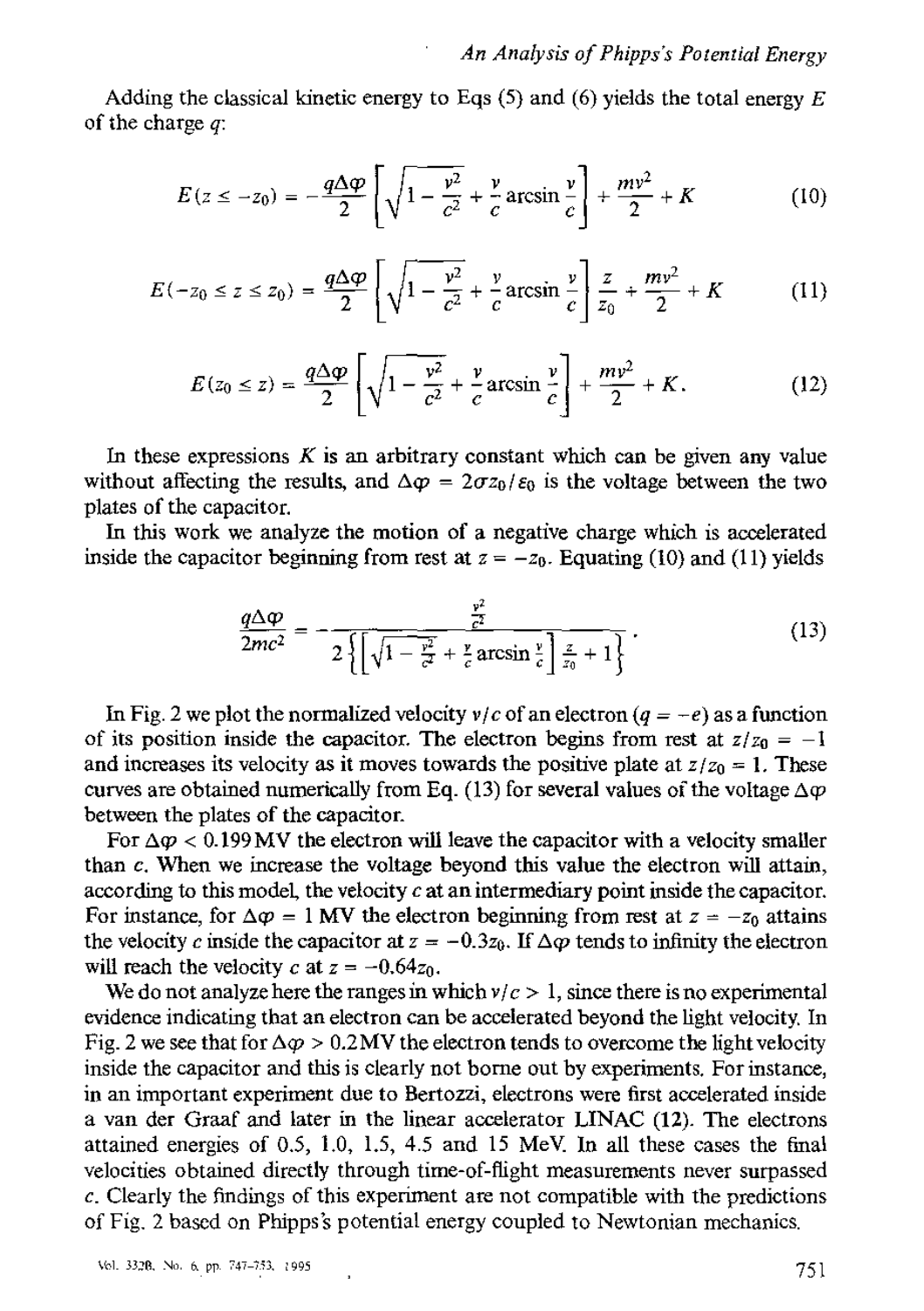Adding the classical kinetic energy to Eqs (5) and (6) yields the total energy $E$ of the charge $q$:

$$E(z \leq -z_0) = -\frac{q\Delta\varphi}{2}\left[\sqrt{1-\frac{v^2}{c^2}} + \frac{v}{c}\arcsin\frac{v}{c}\right] + \frac{mv^2}{2} + K \tag{10}$$

$$E(-z_0 \leq z \leq z_0) = \frac{q\Delta\varphi}{2}\left[\sqrt{1-\frac{v^2}{c^2}} + \frac{v}{c}\arcsin\frac{v}{c}\right]\frac{z}{z_0} + \frac{mv^2}{2} + K \tag{11}$$

$$E(z_0 \leq z) = \frac{q\Delta\varphi}{2}\left[\sqrt{1-\frac{v^2}{c^2}} + \frac{v}{c}\arcsin\frac{v}{c}\right] + \frac{mv^2}{2} + K. \tag{12}$$

In these expressions $K$ is an arbitrary constant which can be given any value without affecting the results, and $\Delta\varphi = 2\sigma z_0/\varepsilon_0$ is the voltage between the two plates of the capacitor.

In this work we analyze the motion of a negative charge which is accelerated inside the capacitor beginning from rest at $z = -z_0$. Equating (10) and (11) yields

$$\frac{q\Delta\varphi}{2mc^2} = -\frac{\frac{v^2}{c^2}}{2\left\{\left[\sqrt{1-\frac{v^2}{c^2}} + \frac{v}{c}\arcsin\frac{v}{c}\right]\frac{z}{z_0} + 1\right\}}. \tag{13}$$

In Fig. 2 we plot the normalized velocity $v/c$ of an electron ($q = -e$) as a function of its position inside the capacitor. The electron begins from rest at $z/z_0 = -1$ and increases its velocity as it moves towards the positive plate at $z/z_0 = 1$. These curves are obtained numerically from Eq. (13) for several values of the voltage $\Delta\varphi$ between the plates of the capacitor.

For $\Delta\varphi < 0.199$ MV the electron will leave the capacitor with a velocity smaller than $c$. When we increase the voltage beyond this value the electron will attain, according to this model, the velocity $c$ at an intermediary point inside the capacitor. For instance, for $\Delta\varphi = 1$ MV the electron beginning from rest at $z = -z_0$ attains the velocity $c$ inside the capacitor at $z = -0.3z_0$. If $\Delta\varphi$ tends to infinity the electron will reach the velocity $c$ at $z = -0.64z_0$.

We do not analyze here the ranges in which $v/c > 1$, since there is no experimental evidence indicating that an electron can be accelerated beyond the light velocity. In Fig. 2 we see that for $\Delta\varphi > 0.2$ MV the electron tends to overcome the light velocity inside the capacitor and this is clearly not borne out by experiments. For instance, in an important experiment due to Bertozzi, electrons were first accelerated inside a van der Graaf and later in the linear accelerator LINAC (12). The electrons attained energies of 0.5, 1.0, 1.5, 4.5 and 15 MeV. In all these cases the final velocities obtained directly through time-of-flight measurements never surpassed $c$. Clearly the findings of this experiment are not compatible with the predictions of Fig. 2 based on Phipps's potential energy coupled to Newtonian mechanics.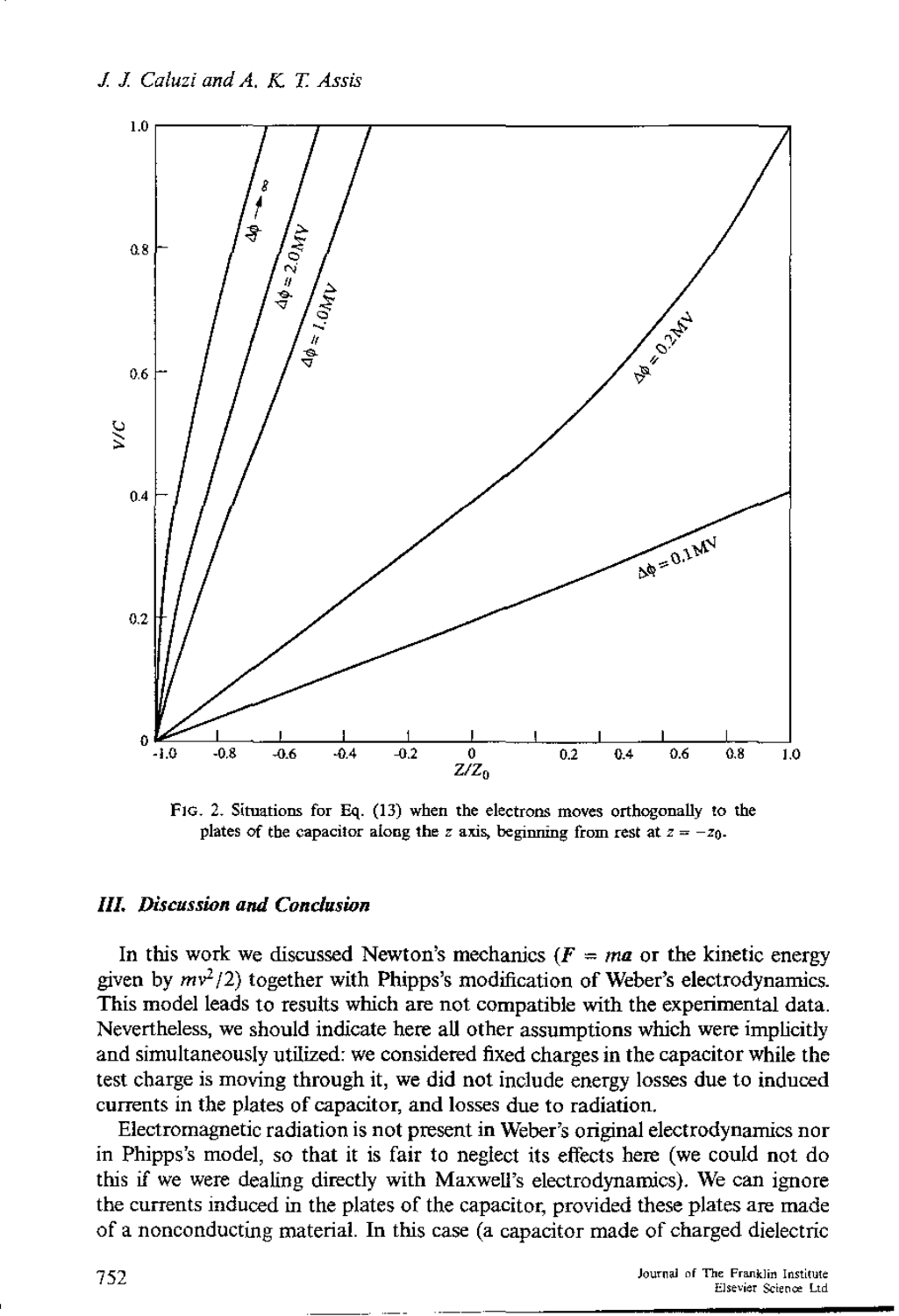Fig. 2. Situations for Eq. (13) when the electrons moves orthogonally to the plates of the capacitor along the $z$ axis, beginning from rest at $z = -z_0$.

### *III. Discussion and Conclusion*

In this work we discussed Newton's mechanics ($F = ma$ or the kinetic energy given by $mv^2/2$) together with Phipps's modification of Weber's electrodynamics. This model leads to results which are not compatible with the experimental data. Nevertheless, we should indicate here all other assumptions which were implicitly and simultaneously utilized: we considered fixed charges in the capacitor while the test charge is moving through it, we did not include energy losses due to induced currents in the plates of capacitor, and losses due to radiation.

Electromagnetic radiation is not present in Weber's original electrodynamics nor in Phipps's model, so that it is fair to neglect its effects here (we could not do this if we were dealing directly with Maxwell's electrodynamics). We can ignore the currents induced in the plates of the capacitor, provided these plates are made of a nonconducting material. In this case (a capacitor made of charged dielectric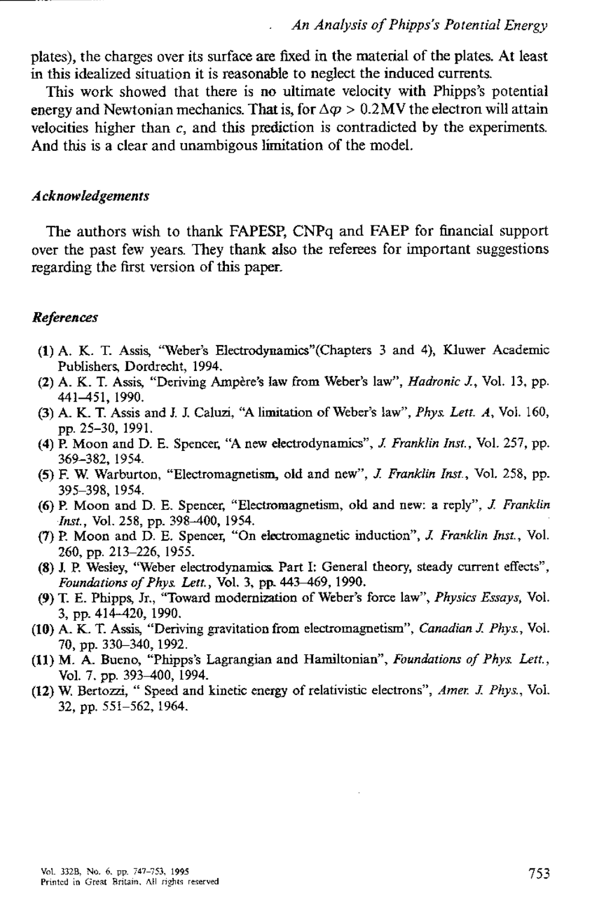plates), the charges over its surface are fixed in the material of the plates. At least in this idealized situation it is reasonable to neglect the induced currents.

This work showed that there is no ultimate velocity with Phipps's potential energy and Newtonian mechanics. That is, for $\Delta\varphi > 0.2\,\text{MV}$ the electron will attain velocities higher than $c$, and this prediction is contradicted by the experiments. And this is a clear and unambigous limitation of the model.

### *Acknowledgements*

The authors wish to thank FAPESP, CNPq and FAEP for financial support over the past few years. They thank also the referees for important suggestions regarding the first version of this paper.

### *References*

**(1)** A. K. T. Assis, "Weber's Electrodynamics"(Chapters 3 and 4), Kluwer Academic Publishers, Dordrecht, 1994.

**(2)** A. K. T. Assis, "Deriving Ampère's law from Weber's law", *Hadronic J.*, Vol. 13, pp. 441–451, 1990.

**(3)** A. K. T. Assis and J. J. Caluzi, "A limitation of Weber's law", *Phys. Lett. A*, Vol. 160, pp. 25–30, 1991.

**(4)** P. Moon and D. E. Spencer, "A new electrodynamics", *J. Franklin Inst.*, Vol. 257, pp. 369–382, 1954.

**(5)** F. W. Warburton, "Electromagnetism, old and new", *J. Franklin Inst.*, Vol. 258, pp. 395–398, 1954.

**(6)** P. Moon and D. E. Spencer, "Electromagnetism, old and new: a reply", *J. Franklin Inst.*, Vol. 258, pp. 398–400, 1954.

**(7)** P. Moon and D. E. Spencer, "On electromagnetic induction", *J. Franklin Inst.*, Vol. 260, pp. 213–226, 1955.

**(8)** J. P. Wesley, "Weber electrodynamics. Part I: General theory, steady current effects", *Foundations of Phys. Lett.*, Vol. 3, pp. 443–469, 1990.

**(9)** T. E. Phipps, Jr., "Toward modernization of Weber's force law", *Physics Essays*, Vol. 3, pp. 414–420, 1990.

**(10)** A. K. T. Assis, "Deriving gravitation from electromagnetism", *Canadian J. Phys.*, Vol. 70, pp. 330–340, 1992.

**(11)** M. A. Bueno, "Phipps's Lagrangian and Hamiltonian", *Foundations of Phys. Lett.*, Vol. 7. pp. 393–400, 1994.

**(12)** W. Bertozzi, " Speed and kinetic energy of relativistic electrons", *Amer. J. Phys.*, Vol. 32, pp. 551–562, 1964.